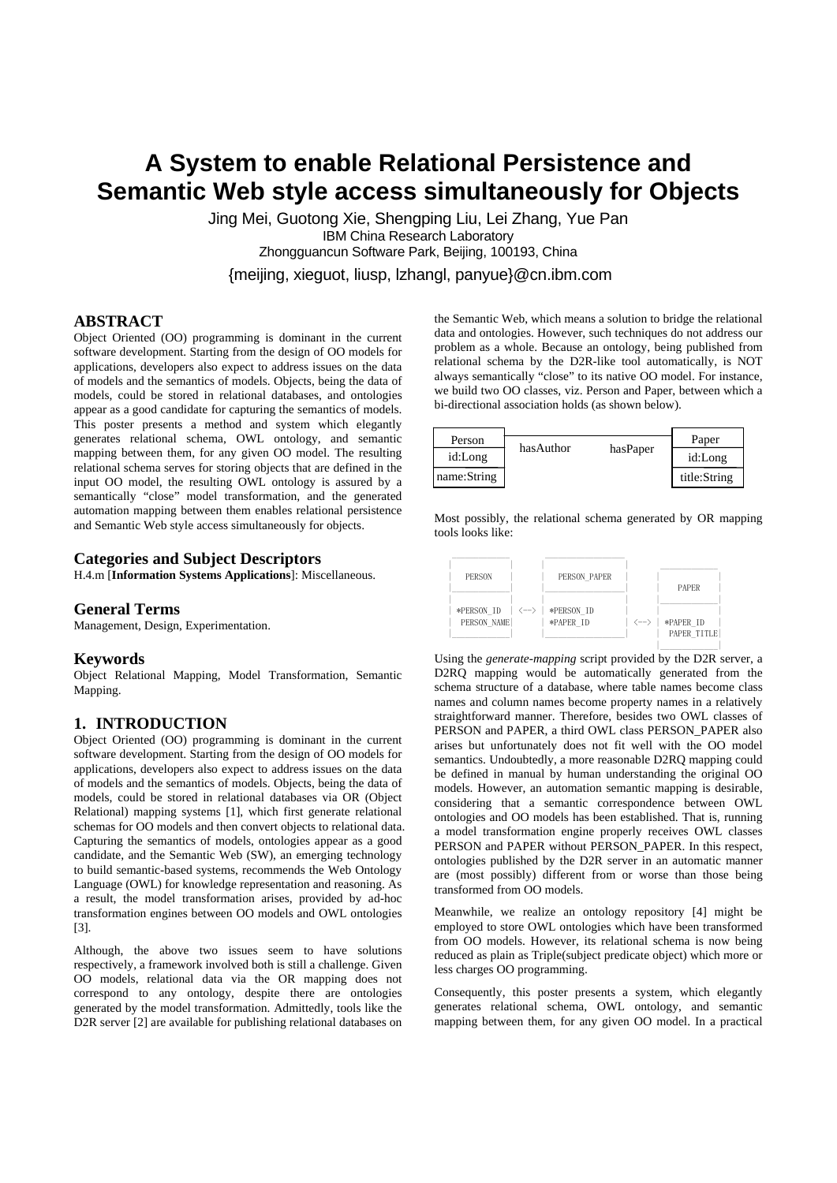# A System to enable Relational Persistence and Semantic Web style access simultaneously for Objects

Jing Mei, Guotong Xie, Shengping Liu, Lei Zhang, Yue Pan
IBM China Research Laboratory
Zhongguancun Software Park, Beijing, 100193, China
{meijing, xieguot, liusp, lzhangl, panyue}@cn.ibm.com

## ABSTRACT

Object Oriented (OO) programming is dominant in the current software development. Starting from the design of OO models for applications, developers also expect to address issues on the data of models and the semantics of models. Objects, being the data of models, could be stored in relational databases, and ontologies appear as a good candidate for capturing the semantics of models. This poster presents a method and system which elegantly generates relational schema, OWL ontology, and semantic mapping between them, for any given OO model. The resulting relational schema serves for storing objects that are defined in the input OO model, the resulting OWL ontology is assured by a semantically "close" model transformation, and the generated automation mapping between them enables relational persistence and Semantic Web style access simultaneously for objects.

### Categories and Subject Descriptors

H.4.m [**Information Systems Applications**]: Miscellaneous.

### General Terms

Management, Design, Experimentation.

### Keywords

Object Relational Mapping, Model Transformation, Semantic Mapping.

## 1. INTRODUCTION

Object Oriented (OO) programming is dominant in the current software development. Starting from the design of OO models for applications, developers also expect to address issues on the data of models and the semantics of models. Objects, being the data of models, could be stored in relational databases via OR (Object Relational) mapping systems [1], which first generate relational schemas for OO models and then convert objects to relational data. Capturing the semantics of models, ontologies appear as a good candidate, and the Semantic Web (SW), an emerging technology to build semantic-based systems, recommends the Web Ontology Language (OWL) for knowledge representation and reasoning. As a result, the model transformation arises, provided by ad-hoc transformation engines between OO models and OWL ontologies [3].

Although, the above two issues seem to have solutions respectively, a framework involved both is still a challenge. Given OO models, relational data via the OR mapping does not correspond to any ontology, despite there are ontologies generated by the model transformation. Admittedly, tools like the D2R server [2] are available for publishing relational databases on the Semantic Web, which means a solution to bridge the relational data and ontologies. However, such techniques do not address our problem as a whole. Because an ontology, being published from relational schema by the D2R-like tool automatically, is NOT always semantically "close" to its native OO model. For instance, we build two OO classes, viz. Person and Paper, between which a bi-directional association holds (as shown below).

```
| Person      |                            | Paper        |
|-------------|   hasAuthor    hasPaper    |--------------|
| id:Long     |                            | id:Long      |
| name:String |                            | title:String |
```

Most possibly, the relational schema generated by OR mapping tools looks like:

```
 PERSON              PERSON_PAPER              PAPER
 *PERSON_ID   <-->   *PERSON_ID
 PERSON_NAME         *PAPER_ID       <-->     *PAPER_ID
                                               PAPER_TITLE
```

Using the *generate-mapping* script provided by the D2R server, a D2RQ mapping would be automatically generated from the schema structure of a database, where table names become class names and column names become property names in a relatively straightforward manner. Therefore, besides two OWL classes of PERSON and PAPER, a third OWL class PERSON_PAPER also arises but unfortunately does not fit well with the OO model semantics. Undoubtedly, a more reasonable D2RQ mapping could be defined in manual by human understanding the original OO models. However, an automation semantic mapping is desirable, considering that a semantic correspondence between OWL ontologies and OO models has been established. That is, running a model transformation engine properly receives OWL classes PERSON and PAPER without PERSON_PAPER. In this respect, ontologies published by the D2R server in an automatic manner are (most possibly) different from or worse than those being transformed from OO models.

Meanwhile, we realize an ontology repository [4] might be employed to store OWL ontologies which have been transformed from OO models. However, its relational schema is now being reduced as plain as Triple(subject predicate object) which more or less charges OO programming.

Consequently, this poster presents a system, which elegantly generates relational schema, OWL ontology, and semantic mapping between them, for any given OO model. In a practical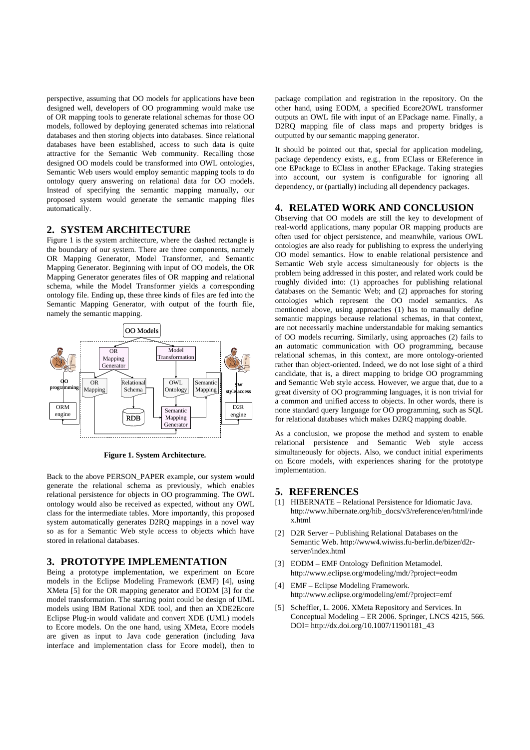perspective, assuming that OO models for applications have been designed well, developers of OO programming would make use of OR mapping tools to generate relational schemas for those OO models, followed by deploying generated schemas into relational databases and then storing objects into databases. Since relational databases have been established, access to such data is quite attractive for the Semantic Web community. Recalling those designed OO models could be transformed into OWL ontologies, Semantic Web users would employ semantic mapping tools to do ontology query answering on relational data for OO models. Instead of specifying the semantic mapping manually, our proposed system would generate the semantic mapping files automatically.

## 2. SYSTEM ARCHITECTURE

Figure 1 is the system architecture, where the dashed rectangle is the boundary of our system. There are three components, namely OR Mapping Generator, Model Transformer, and Semantic Mapping Generator. Beginning with input of OO models, the OR Mapping Generator generates files of OR mapping and relational schema, while the Model Transformer yields a corresponding ontology file. Ending up, these three kinds of files are fed into the Semantic Mapping Generator, with output of the fourth file, namely the semantic mapping.

OO Models
OR Mapping Generator
Model Transformation
OO programming
OR Mapping
Relational Schema
OWL Ontology
Semantic Mapping
SW style access
ORM engine
RDB
Semantic Mapping Generator
D2R engine

**Figure 1. System Architecture.**

Back to the above PERSON_PAPER example, our system would generate the relational schema as previously, which enables relational persistence for objects in OO programming. The OWL ontology would also be received as expected, without any OWL class for the intermediate tables. More importantly, this proposed system automatically generates D2RQ mappings in a novel way so as for a Semantic Web style access to objects which have stored in relational databases.

## 3. PROTOTYPE IMPLEMENTATION

Being a prototype implementation, we experiment on Ecore models in the Eclipse Modeling Framework (EMF) [4], using XMeta [5] for the OR mapping generator and EODM [3] for the model transformation. The starting point could be design of UML models using IBM Rational XDE tool, and then an XDE2Ecore Eclipse Plug-in would validate and convert XDE (UML) models to Ecore models. On the one hand, using XMeta, Ecore models are given as input to Java code generation (including Java interface and implementation class for Ecore model), then to package compilation and registration in the repository. On the other hand, using EODM, a specified Ecore2OWL transformer outputs an OWL file with input of an EPackage name. Finally, a D2RQ mapping file of class maps and property bridges is outputted by our semantic mapping generator.

It should be pointed out that, special for application modeling, package dependency exists, e.g., from EClass or EReference in one EPackage to EClass in another EPackage. Taking strategies into account, our system is configurable for ignoring all dependency, or (partially) including all dependency packages.

## 4. RELATED WORK AND CONCLUSION

Observing that OO models are still the key to development of real-world applications, many popular OR mapping products are often used for object persistence, and meanwhile, various OWL ontologies are also ready for publishing to express the underlying OO model semantics. How to enable relational persistence and Semantic Web style access simultaneously for objects is the problem being addressed in this poster, and related work could be roughly divided into: (1) approaches for publishing relational databases on the Semantic Web; and (2) approaches for storing ontologies which represent the OO model semantics. As mentioned above, using approaches (1) has to manually define semantic mappings because relational schemas, in that context, are not necessarily machine understandable for making semantics of OO models recurring. Similarly, using approaches (2) fails to an automatic communication with OO programming, because relational schemas, in this context, are more ontology-oriented rather than object-oriented. Indeed, we do not lose sight of a third candidate, that is, a direct mapping to bridge OO programming and Semantic Web style access. However, we argue that, due to a great diversity of OO programming languages, it is non trivial for a common and unified access to objects. In other words, there is none standard query language for OO programming, such as SQL for relational databases which makes D2RQ mapping doable.

As a conclusion, we propose the method and system to enable relational persistence and Semantic Web style access simultaneously for objects. Also, we conduct initial experiments on Ecore models, with experiences sharing for the prototype implementation.

## 5. REFERENCES

[1] HIBERNATE – Relational Persistence for Idiomatic Java. http://www.hibernate.org/hib_docs/v3/reference/en/html/index.html

[2] D2R Server – Publishing Relational Databases on the Semantic Web. http://www4.wiwiss.fu-berlin.de/bizer/d2r-server/index.html

[3] EODM – EMF Ontology Definition Metamodel. http://www.eclipse.org/modeling/mdt/?project=eodm

[4] EMF – Eclipse Modeling Framework. http://www.eclipse.org/modeling/emf/?project=emf

[5] Scheffler, L. 2006. XMeta Repository and Services. In Conceptual Modeling – ER 2006. Springer, LNCS 4215, 566. DOI= http://dx.doi.org/10.1007/11901181_43